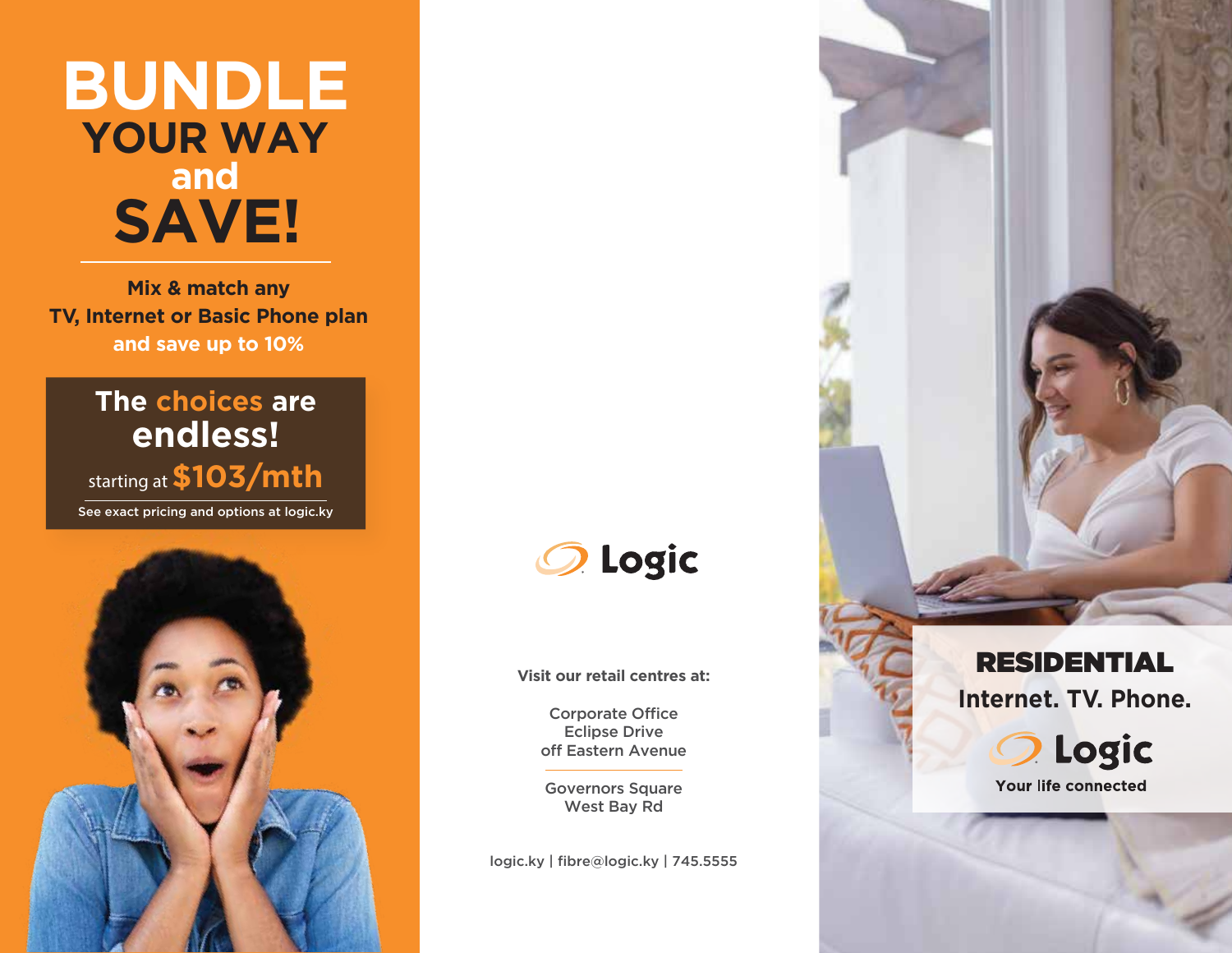# BUNDLE YOUR WAY and SAVE!

**Mix & match any TV, Internet or Basic Phone plan and save up to 10%**

## The choices are endless!

starting at **$103/mth**

See exact pricing and options at logic.ky

Logic

**Visit our retail centres at:**

Corporate Office
Eclipse Drive
off Eastern Avenue

Governors Square
West Bay Rd

logic.ky | fibre@logic.ky | 745.5555

## RESIDENTIAL

**Internet. TV. Phone.**

Logic

**Your life connected**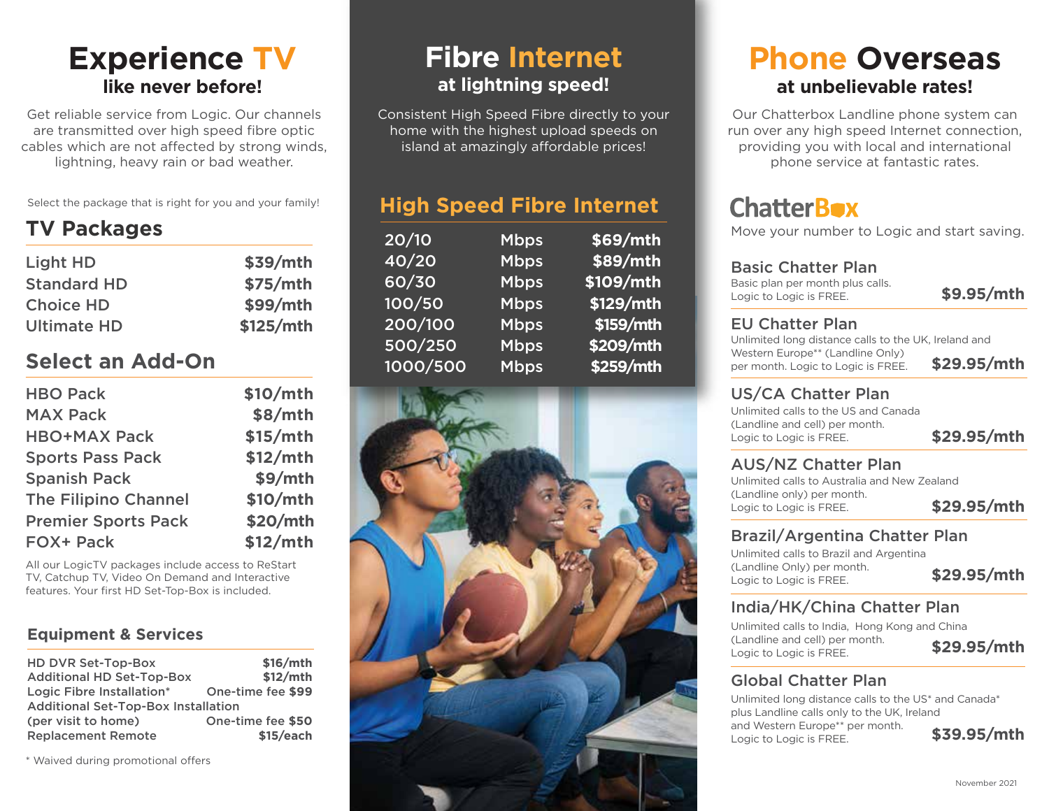# Experience TV
## like never before!

Get reliable service from Logic. Our channels are transmitted over high speed fibre optic cables which are not affected by strong winds, lightning, heavy rain or bad weather.

Select the package that is right for you and your family!

### TV Packages

| | |
|---|---|
| Light HD | $39/mth |
| Standard HD | $75/mth |
| Choice HD | $99/mth |
| Ultimate HD | $125/mth |

### Select an Add-On

| | |
|---|---|
| HBO Pack | $10/mth |
| MAX Pack | $8/mth |
| HBO+MAX Pack | $15/mth |
| Sports Pass Pack | $12/mth |
| Spanish Pack | $9/mth |
| The Filipino Channel | $10/mth |
| Premier Sports Pack | $20/mth |
| FOX+ Pack | $12/mth |

All our LogicTV packages include access to ReStart TV, Catchup TV, Video On Demand and Interactive features. Your first HD Set-Top-Box is included.

### Equipment & Services

| | |
|---|---|
| HD DVR Set-Top-Box | $16/mth |
| Additional HD Set-Top-Box | $12/mth |
| Logic Fibre Installation* | One-time fee $99 |
| Additional Set-Top-Box Installation (per visit to home) | One-time fee $50 |
| Replacement Remote | $15/each |

* Waived during promotional offers

# Fibre Internet
## at lightning speed!

Consistent High Speed Fibre directly to your home with the highest upload speeds on island at amazingly affordable prices!

### High Speed Fibre Internet

| | | |
|---|---|---|
| 20/10 | Mbps | $69/mth |
| 40/20 | Mbps | $89/mth |
| 60/30 | Mbps | $109/mth |
| 100/50 | Mbps | $129/mth |
| 200/100 | Mbps | $159/mth |
| 500/250 | Mbps | $209/mth |
| 1000/500 | Mbps | $259/mth |

# Phone Overseas
## at unbelievable rates!

Our Chatterbox Landline phone system can run over any high speed Internet connection, providing you with local and international phone service at fantastic rates.

**ChatterBox**

Move your number to Logic and start saving.

### Basic Chatter Plan
Basic plan per month plus calls. Logic to Logic is FREE. **$9.95/mth**

### EU Chatter Plan
Unlimited long distance calls to the UK, Ireland and Western Europe** (Landline Only) per month. Logic to Logic is FREE. **$29.95/mth**

### US/CA Chatter Plan
Unlimited calls to the US and Canada (Landline and cell) per month. Logic to Logic is FREE. **$29.95/mth**

### AUS/NZ Chatter Plan
Unlimited calls to Australia and New Zealand (Landline only) per month. Logic to Logic is FREE. **$29.95/mth**

### Brazil/Argentina Chatter Plan
Unlimited calls to Brazil and Argentina (Landline Only) per month. Logic to Logic is FREE. **$29.95/mth**

### India/HK/China Chatter Plan
Unlimited calls to India, Hong Kong and China (Landline and cell) per month. Logic to Logic is FREE. **$29.95/mth**

### Global Chatter Plan
Unlimited long distance calls to the US* and Canada* plus Landline calls only to the UK, Ireland and Western Europe** per month. Logic to Logic is FREE. **$39.95/mth**

November 2021